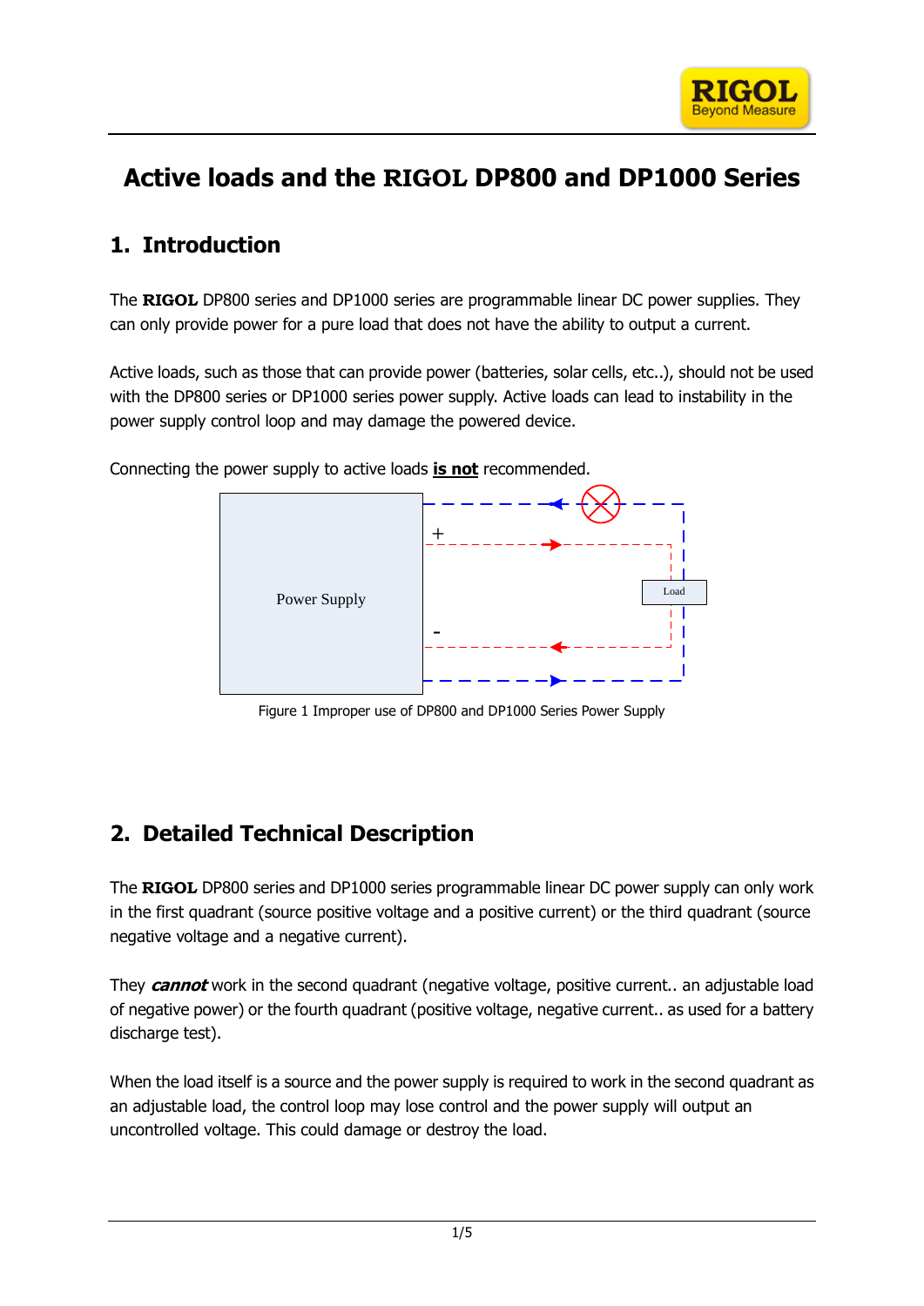# Active loads and the RIGOL DP800 and DP1000 Series

## 1. Introduction

The **RIGOL** DP800 series and DP1000 series are programmable linear DC power supplies. They can only provide power for a pure load that does not have the ability to output a current.

Active loads, such as those that can provide power (batteries, solar cells, etc..), should not be used with the DP800 series or DP1000 series power supply. Active loads can lead to instability in the power supply control loop and may damage the powered device.

Connecting the power supply to active loads **is not** recommended.

Power Supply

\+

\-

Load

Figure 1 Improper use of DP800 and DP1000 Series Power Supply

## 2. Detailed Technical Description

The **RIGOL** DP800 series and DP1000 series programmable linear DC power supply can only work in the first quadrant (source positive voltage and a positive current) or the third quadrant (source negative voltage and a negative current).

They ***cannot*** work in the second quadrant (negative voltage, positive current.. an adjustable load of negative power) or the fourth quadrant (positive voltage, negative current.. as used for a battery discharge test).

When the load itself is a source and the power supply is required to work in the second quadrant as an adjustable load, the control loop may lose control and the power supply will output an uncontrolled voltage. This could damage or destroy the load.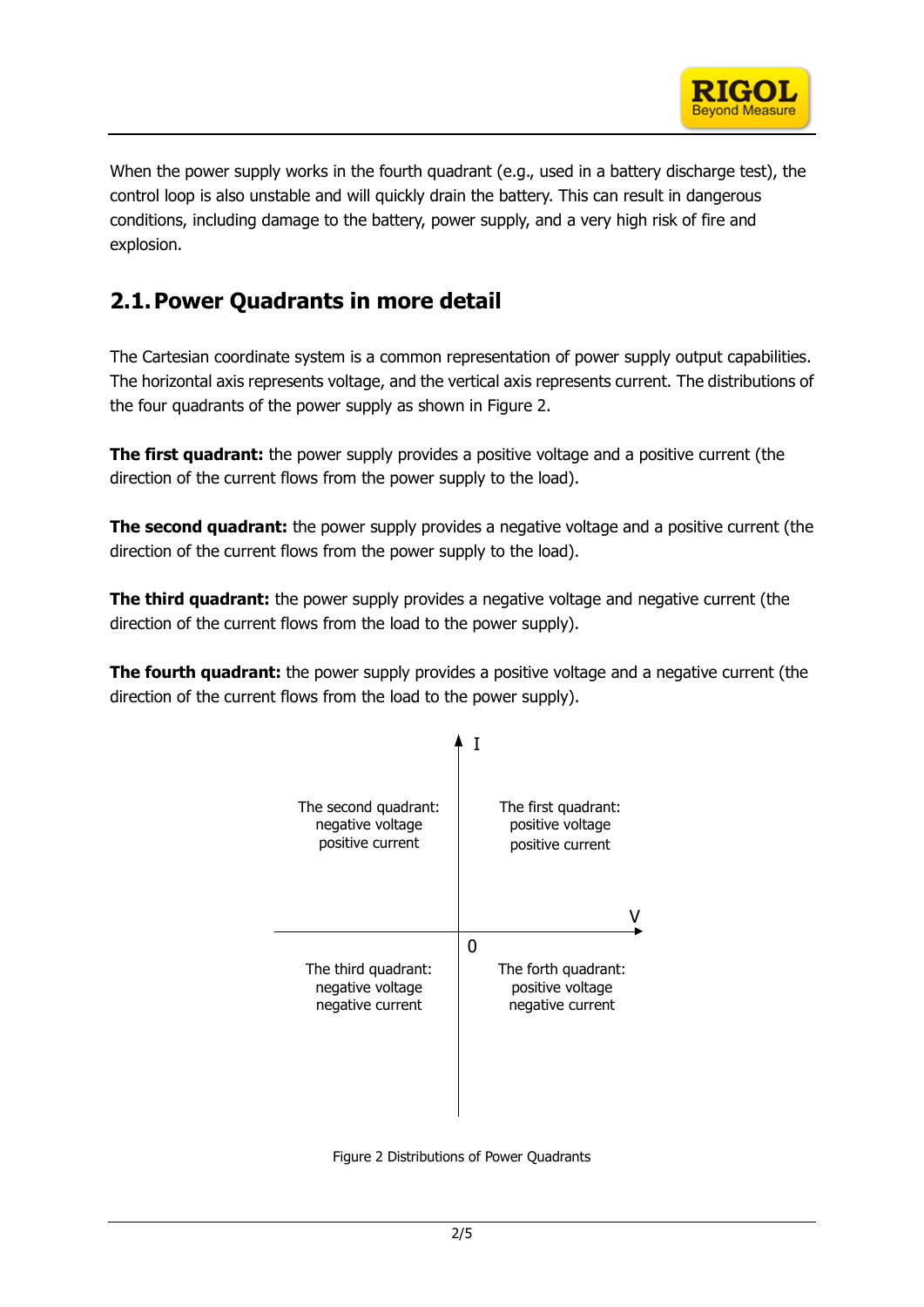When the power supply works in the fourth quadrant (e.g., used in a battery discharge test), the control loop is also unstable and will quickly drain the battery. This can result in dangerous conditions, including damage to the battery, power supply, and a very high risk of fire and explosion.

## 2.1. Power Quadrants in more detail

The Cartesian coordinate system is a common representation of power supply output capabilities. The horizontal axis represents voltage, and the vertical axis represents current. The distributions of the four quadrants of the power supply as shown in Figure 2.

**The first quadrant:** the power supply provides a positive voltage and a positive current (the direction of the current flows from the power supply to the load).

**The second quadrant:** the power supply provides a negative voltage and a positive current (the direction of the current flows from the power supply to the load).

**The third quadrant:** the power supply provides a negative voltage and negative current (the direction of the current flows from the load to the power supply).

**The fourth quadrant:** the power supply provides a positive voltage and a negative current (the direction of the current flows from the load to the power supply).

| The second quadrant: negative voltage positive current | The first quadrant: positive voltage positive current |
| --- | --- |
| The third quadrant: negative voltage negative current | The forth quadrant: positive voltage negative current |

Figure 2 Distributions of Power Quadrants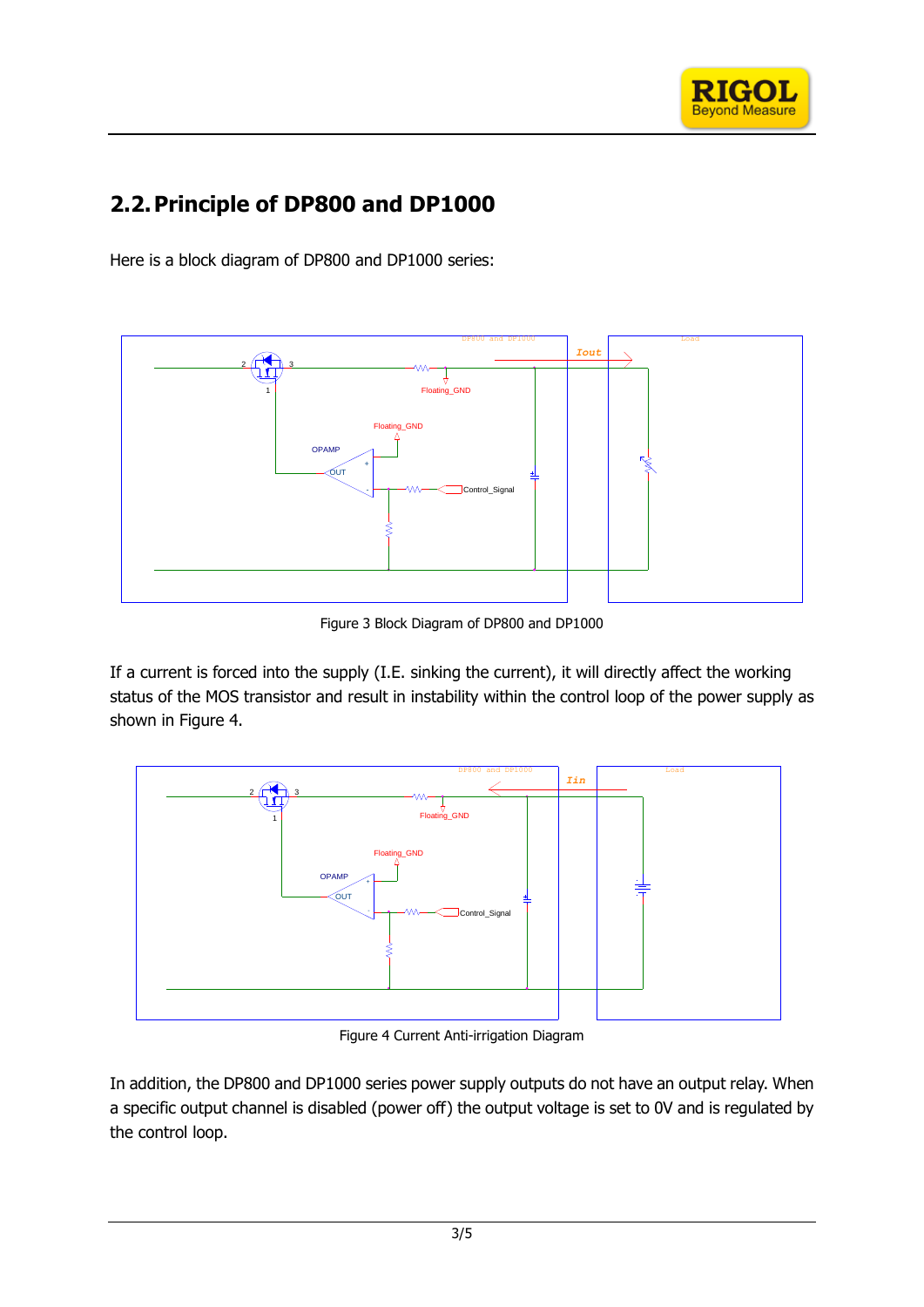## 2.2. Principle of DP800 and DP1000

Here is a block diagram of DP800 and DP1000 series:

Figure 3 Block Diagram of DP800 and DP1000

If a current is forced into the supply (I.E. sinking the current), it will directly affect the working status of the MOS transistor and result in instability within the control loop of the power supply as shown in Figure 4.

Figure 4 Current Anti-irrigation Diagram

In addition, the DP800 and DP1000 series power supply outputs do not have an output relay. When a specific output channel is disabled (power off) the output voltage is set to 0V and is regulated by the control loop.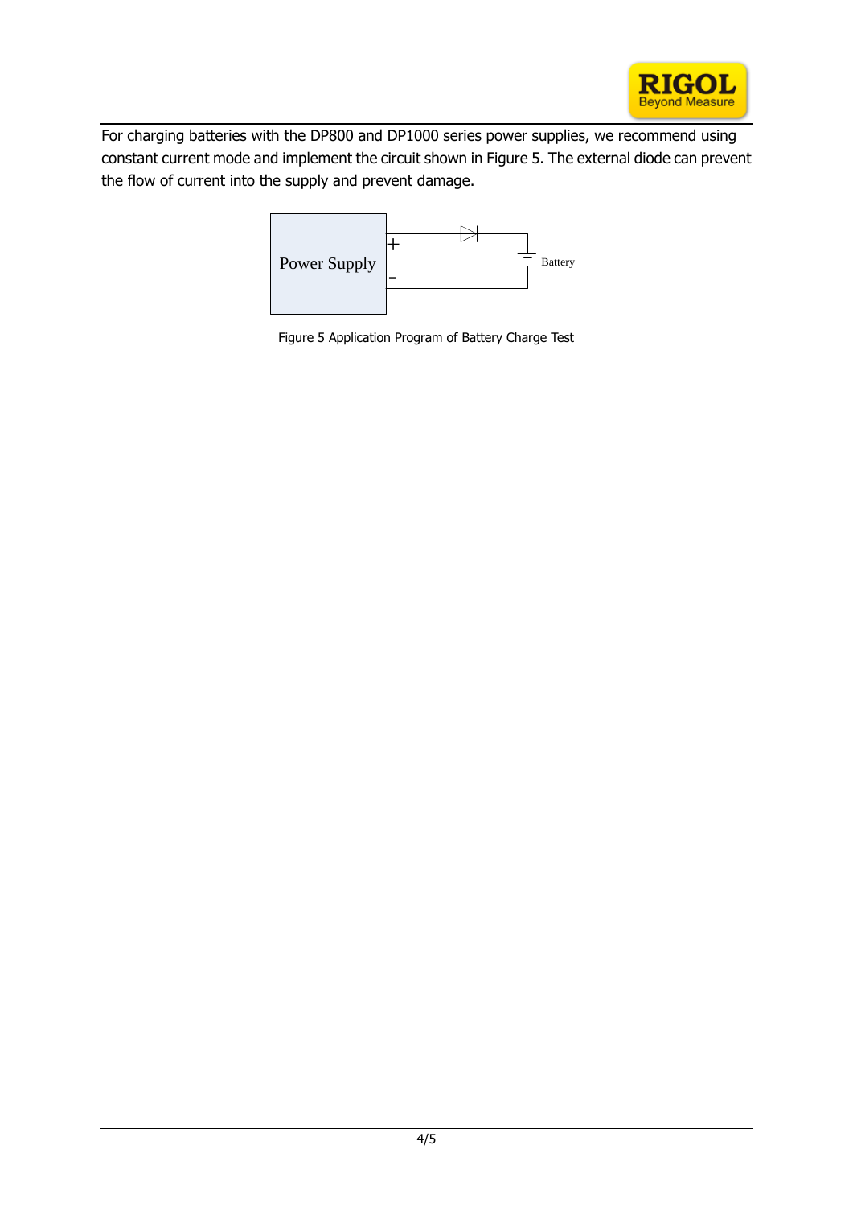For charging batteries with the DP800 and DP1000 series power supplies, we recommend using constant current mode and implement the circuit shown in Figure 5. The external diode can prevent the flow of current into the supply and prevent damage.

Power Supply + - Battery

Figure 5 Application Program of Battery Charge Test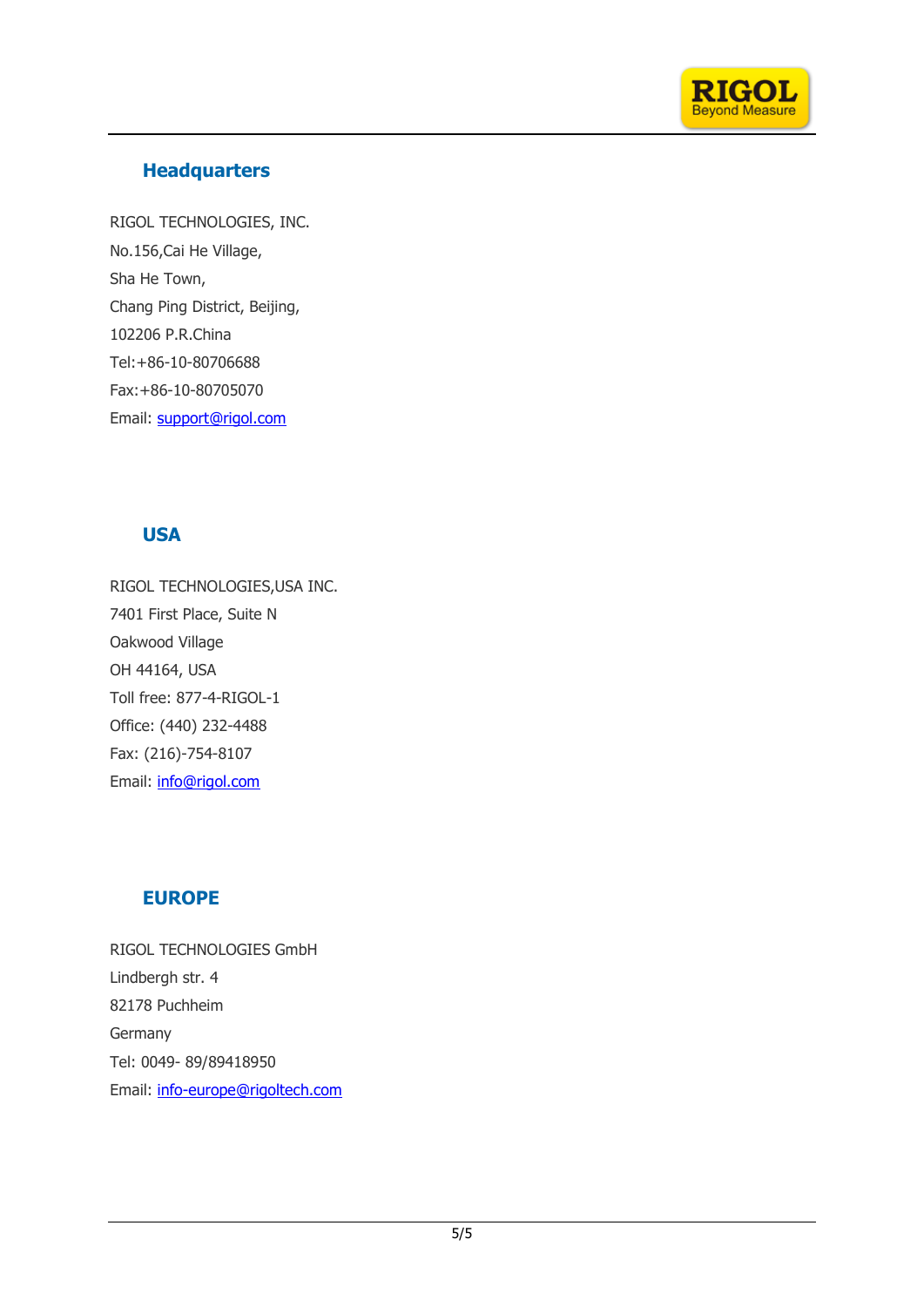## Headquarters

RIGOL TECHNOLOGIES, INC.
No.156,Cai He Village,
Sha He Town,
Chang Ping District, Beijing,
102206 P.R.China
Tel:+86-10-80706688
Fax:+86-10-80705070
Email: support@rigol.com

## USA

RIGOL TECHNOLOGIES,USA INC.
7401 First Place, Suite N
Oakwood Village
OH 44164, USA
Toll free: 877-4-RIGOL-1
Office: (440) 232-4488
Fax: (216)-754-8107
Email: info@rigol.com

## EUROPE

RIGOL TECHNOLOGIES GmbH
Lindbergh str. 4
82178 Puchheim
Germany
Tel: 0049- 89/89418950
Email: info-europe@rigoltech.com